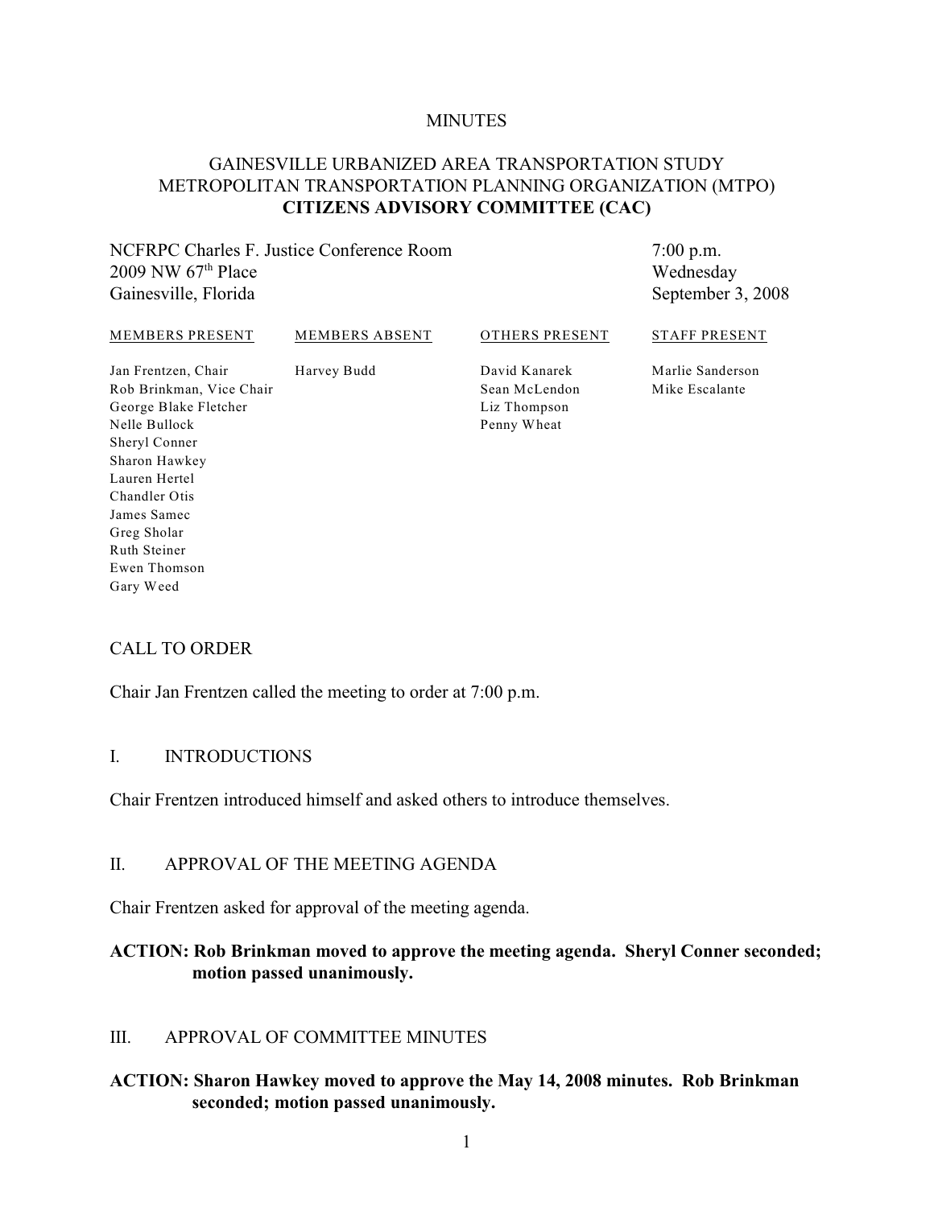MINUTES

# GAINESVILLE URBANIZED AREA TRANSPORTATION STUDY
# METROPOLITAN TRANSPORTATION PLANNING ORGANIZATION (MTPO)
# **CITIZENS ADVISORY COMMITTEE (CAC)**

NCFRPC Charles F. Justice Conference Room
2009 NW 67th Place
Gainesville, Florida

7:00 p.m.
Wednesday
September 3, 2008

| MEMBERS PRESENT | MEMBERS ABSENT | OTHERS PRESENT | STAFF PRESENT |
|---|---|---|---|
| Jan Frentzen, Chair | Harvey Budd | David Kanarek | Marlie Sanderson |
| Rob Brinkman, Vice Chair | | Sean McLendon | Mike Escalante |
| George Blake Fletcher | | Liz Thompson | |
| Nelle Bullock | | Penny Wheat | |
| Sheryl Conner | | | |
| Sharon Hawkey | | | |
| Lauren Hertel | | | |
| Chandler Otis | | | |
| James Samec | | | |
| Greg Sholar | | | |
| Ruth Steiner | | | |
| Ewen Thomson | | | |
| Gary Weed | | | |

## CALL TO ORDER

Chair Jan Frentzen called the meeting to order at 7:00 p.m.

## I. INTRODUCTIONS

Chair Frentzen introduced himself and asked others to introduce themselves.

## II. APPROVAL OF THE MEETING AGENDA

Chair Frentzen asked for approval of the meeting agenda.

**ACTION: Rob Brinkman moved to approve the meeting agenda. Sheryl Conner seconded; motion passed unanimously.**

## III. APPROVAL OF COMMITTEE MINUTES

**ACTION: Sharon Hawkey moved to approve the May 14, 2008 minutes. Rob Brinkman seconded; motion passed unanimously.**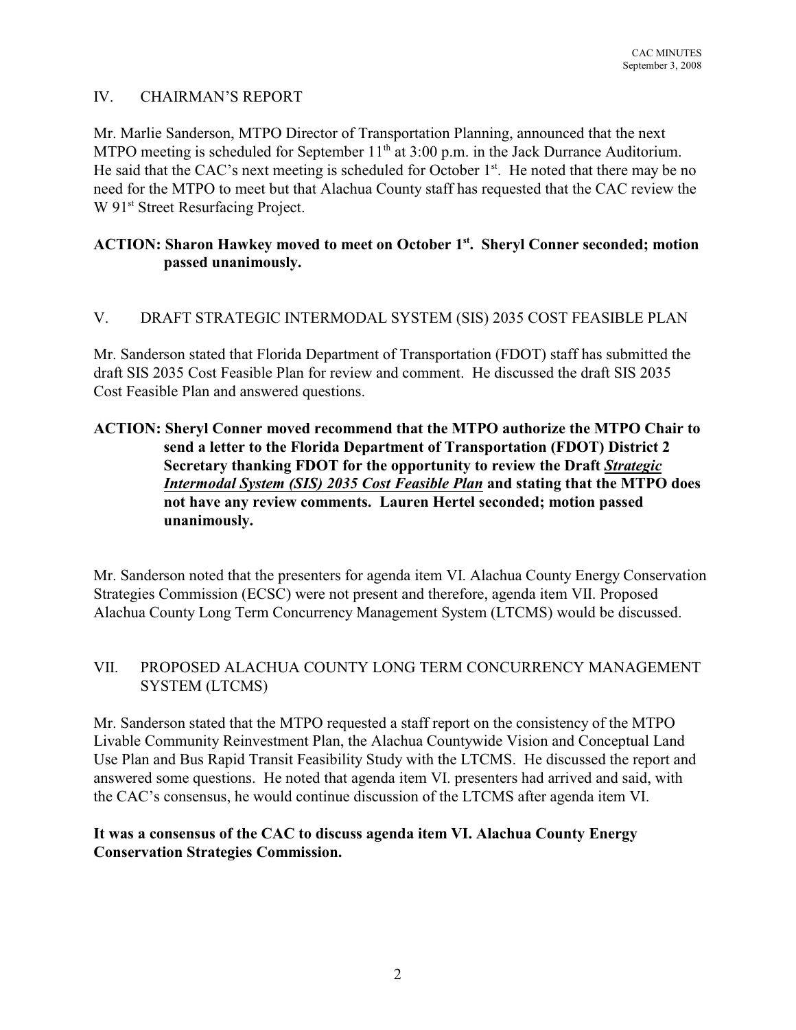## IV. CHAIRMAN'S REPORT

Mr. Marlie Sanderson, MTPO Director of Transportation Planning, announced that the next MTPO meeting is scheduled for September 11th at 3:00 p.m. in the Jack Durrance Auditorium. He said that the CAC's next meeting is scheduled for October 1st. He noted that there may be no need for the MTPO to meet but that Alachua County staff has requested that the CAC review the W 91st Street Resurfacing Project.

**ACTION: Sharon Hawkey moved to meet on October 1st. Sheryl Conner seconded; motion passed unanimously.**

## V. DRAFT STRATEGIC INTERMODAL SYSTEM (SIS) 2035 COST FEASIBLE PLAN

Mr. Sanderson stated that Florida Department of Transportation (FDOT) staff has submitted the draft SIS 2035 Cost Feasible Plan for review and comment. He discussed the draft SIS 2035 Cost Feasible Plan and answered questions.

**ACTION: Sheryl Conner moved recommend that the MTPO authorize the MTPO Chair to send a letter to the Florida Department of Transportation (FDOT) District 2 Secretary thanking FDOT for the opportunity to review the Draft *Strategic Intermodal System (SIS) 2035 Cost Feasible Plan* and stating that the MTPO does not have any review comments. Lauren Hertel seconded; motion passed unanimously.**

Mr. Sanderson noted that the presenters for agenda item VI. Alachua County Energy Conservation Strategies Commission (ECSC) were not present and therefore, agenda item VII. Proposed Alachua County Long Term Concurrency Management System (LTCMS) would be discussed.

## VII. PROPOSED ALACHUA COUNTY LONG TERM CONCURRENCY MANAGEMENT SYSTEM (LTCMS)

Mr. Sanderson stated that the MTPO requested a staff report on the consistency of the MTPO Livable Community Reinvestment Plan, the Alachua Countywide Vision and Conceptual Land Use Plan and Bus Rapid Transit Feasibility Study with the LTCMS. He discussed the report and answered some questions. He noted that agenda item VI. presenters had arrived and said, with the CAC's consensus, he would continue discussion of the LTCMS after agenda item VI.

**It was a consensus of the CAC to discuss agenda item VI. Alachua County Energy Conservation Strategies Commission.**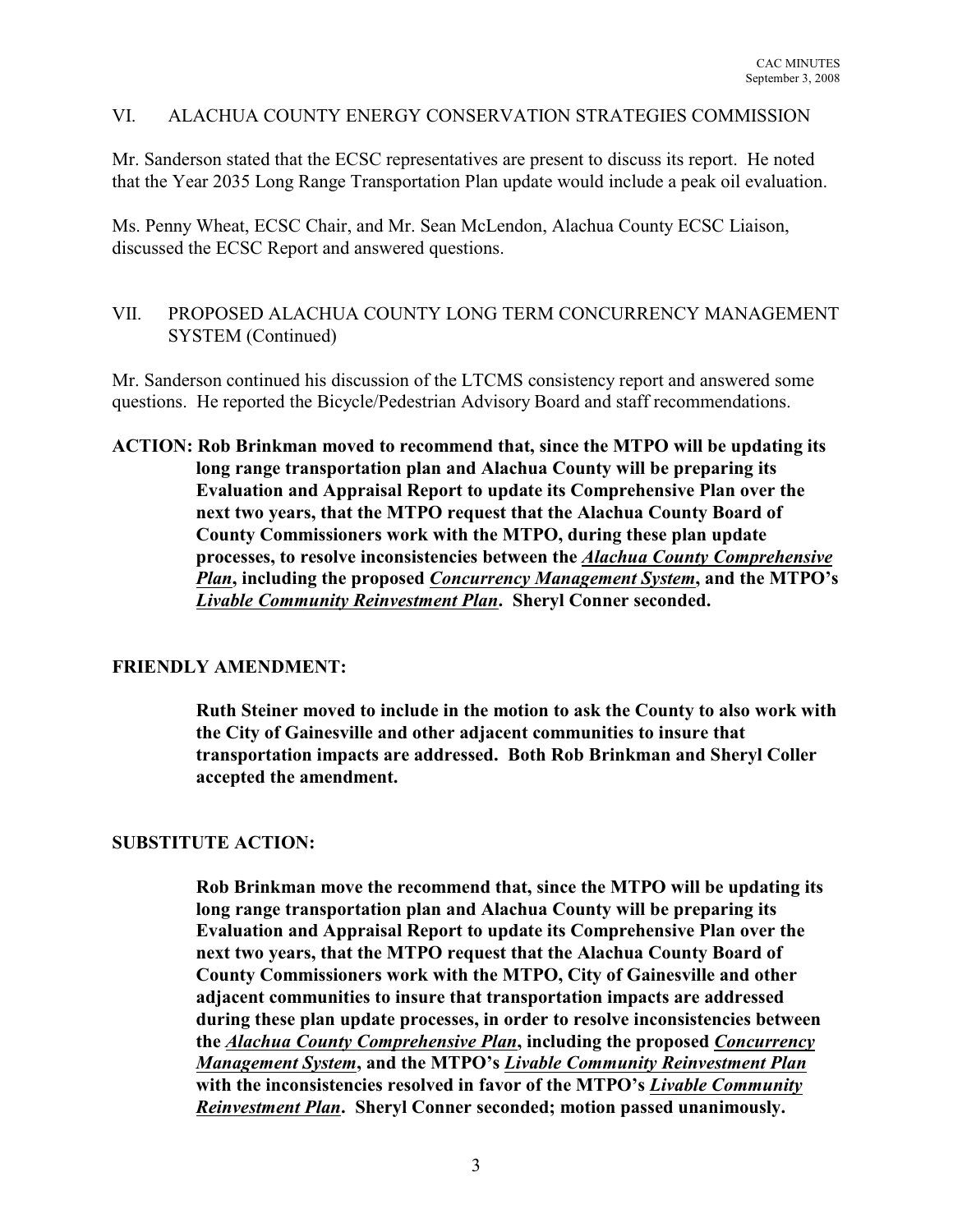## VI. ALACHUA COUNTY ENERGY CONSERVATION STRATEGIES COMMISSION

Mr. Sanderson stated that the ECSC representatives are present to discuss its report. He noted that the Year 2035 Long Range Transportation Plan update would include a peak oil evaluation.

Ms. Penny Wheat, ECSC Chair, and Mr. Sean McLendon, Alachua County ECSC Liaison, discussed the ECSC Report and answered questions.

## VII. PROPOSED ALACHUA COUNTY LONG TERM CONCURRENCY MANAGEMENT SYSTEM (Continued)

Mr. Sanderson continued his discussion of the LTCMS consistency report and answered some questions. He reported the Bicycle/Pedestrian Advisory Board and staff recommendations.

**ACTION: Rob Brinkman moved to recommend that, since the MTPO will be updating its long range transportation plan and Alachua County will be preparing its Evaluation and Appraisal Report to update its Comprehensive Plan over the next two years, that the MTPO request that the Alachua County Board of County Commissioners work with the MTPO, during these plan update processes, to resolve inconsistencies between the _Alachua County Comprehensive Plan_, including the proposed _Concurrency Management System_, and the MTPO's _Livable Community Reinvestment Plan_. Sheryl Conner seconded.**

**FRIENDLY AMENDMENT:**

**Ruth Steiner moved to include in the motion to ask the County to also work with the City of Gainesville and other adjacent communities to insure that transportation impacts are addressed. Both Rob Brinkman and Sheryl Coller accepted the amendment.**

**SUBSTITUTE ACTION:**

**Rob Brinkman move the recommend that, since the MTPO will be updating its long range transportation plan and Alachua County will be preparing its Evaluation and Appraisal Report to update its Comprehensive Plan over the next two years, that the MTPO request that the Alachua County Board of County Commissioners work with the MTPO, City of Gainesville and other adjacent communities to insure that transportation impacts are addressed during these plan update processes, in order to resolve inconsistencies between the _Alachua County Comprehensive Plan_, including the proposed _Concurrency Management System_, and the MTPO's _Livable Community Reinvestment Plan_ with the inconsistencies resolved in favor of the MTPO's _Livable Community Reinvestment Plan_. Sheryl Conner seconded; motion passed unanimously.**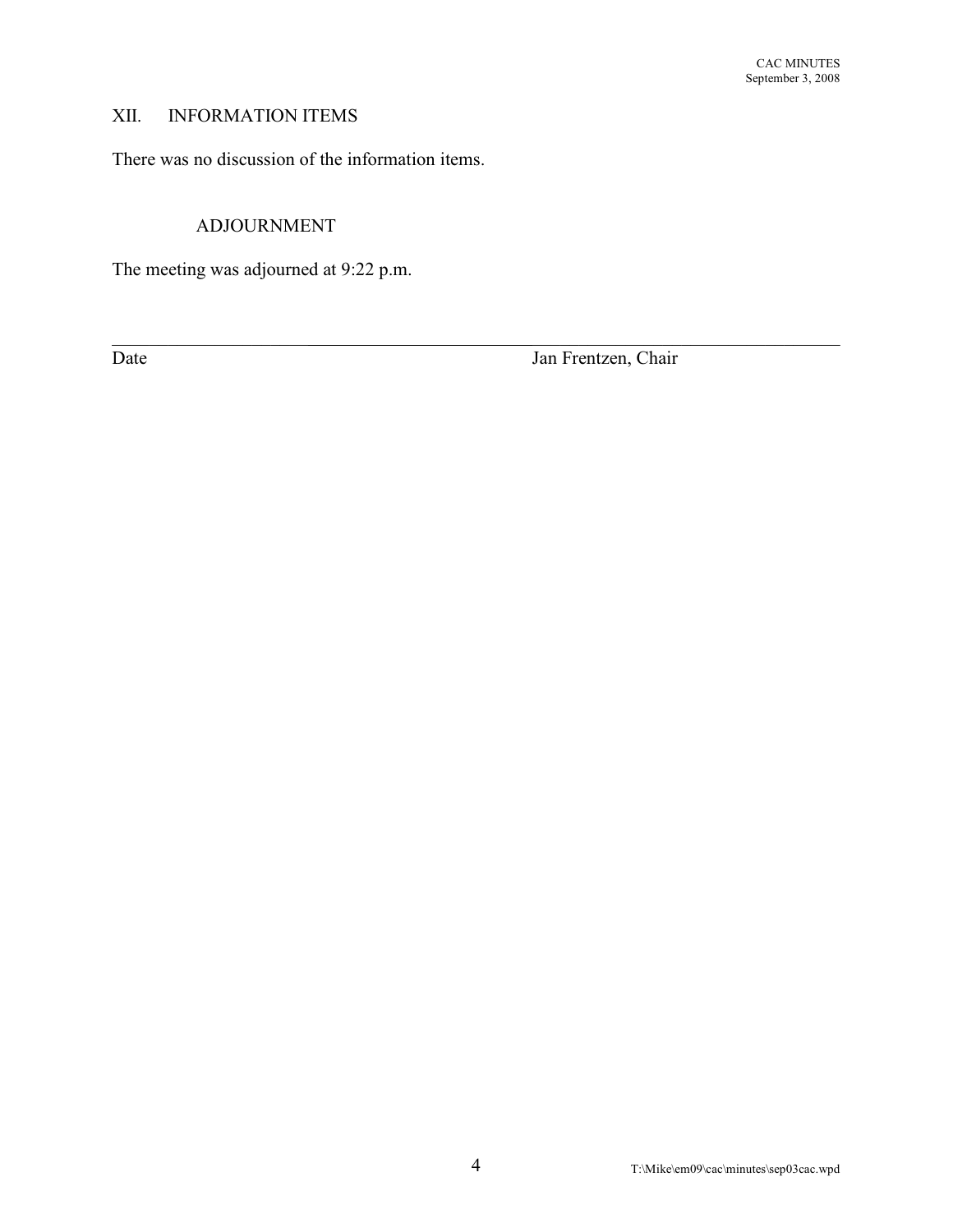## XII. INFORMATION ITEMS

There was no discussion of the information items.

## ADJOURNMENT

The meeting was adjourned at 9:22 p.m.

_______________________________________________________________________________

Date                                                            Jan Frentzen, Chair